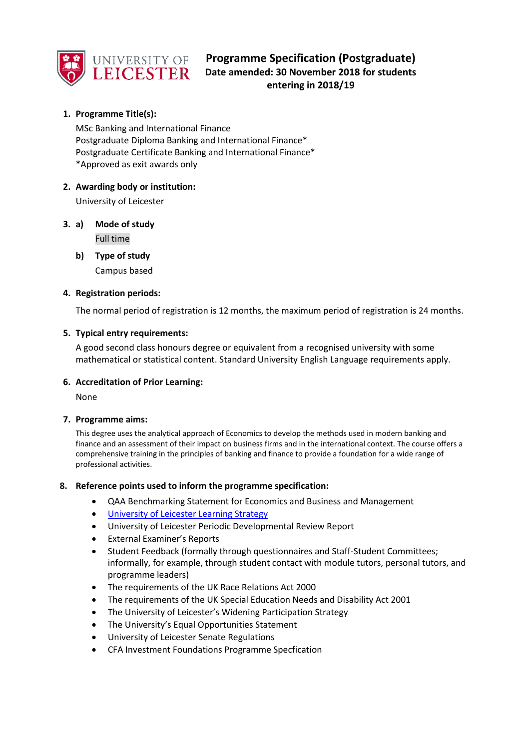# Programme Specification (Postgraduate)

**Date amended: 30 November 2018 for students entering in 2018/19**

## 1. Programme Title(s):

MSc Banking and International Finance
Postgraduate Diploma Banking and International Finance*
Postgraduate Certificate Banking and International Finance*
*Approved as exit awards only

## 2. Awarding body or institution:

University of Leicester

## 3. a) Mode of study

Full time

### b) Type of study

Campus based

## 4. Registration periods:

The normal period of registration is 12 months, the maximum period of registration is 24 months.

## 5. Typical entry requirements:

A good second class honours degree or equivalent from a recognised university with some mathematical or statistical content. Standard University English Language requirements apply.

## 6. Accreditation of Prior Learning:

None

## 7. Programme aims:

This degree uses the analytical approach of Economics to develop the methods used in modern banking and finance and an assessment of their impact on business firms and in the international context. The course offers a comprehensive training in the principles of banking and finance to provide a foundation for a wide range of professional activities.

## 8. Reference points used to inform the programme specification:

- QAA Benchmarking Statement for Economics and Business and Management
- University of Leicester Learning Strategy
- University of Leicester Periodic Developmental Review Report
- External Examiner's Reports
- Student Feedback (formally through questionnaires and Staff-Student Committees; informally, for example, through student contact with module tutors, personal tutors, and programme leaders)
- The requirements of the UK Race Relations Act 2000
- The requirements of the UK Special Education Needs and Disability Act 2001
- The University of Leicester's Widening Participation Strategy
- The University's Equal Opportunities Statement
- University of Leicester Senate Regulations
- CFA Investment Foundations Programme Specfication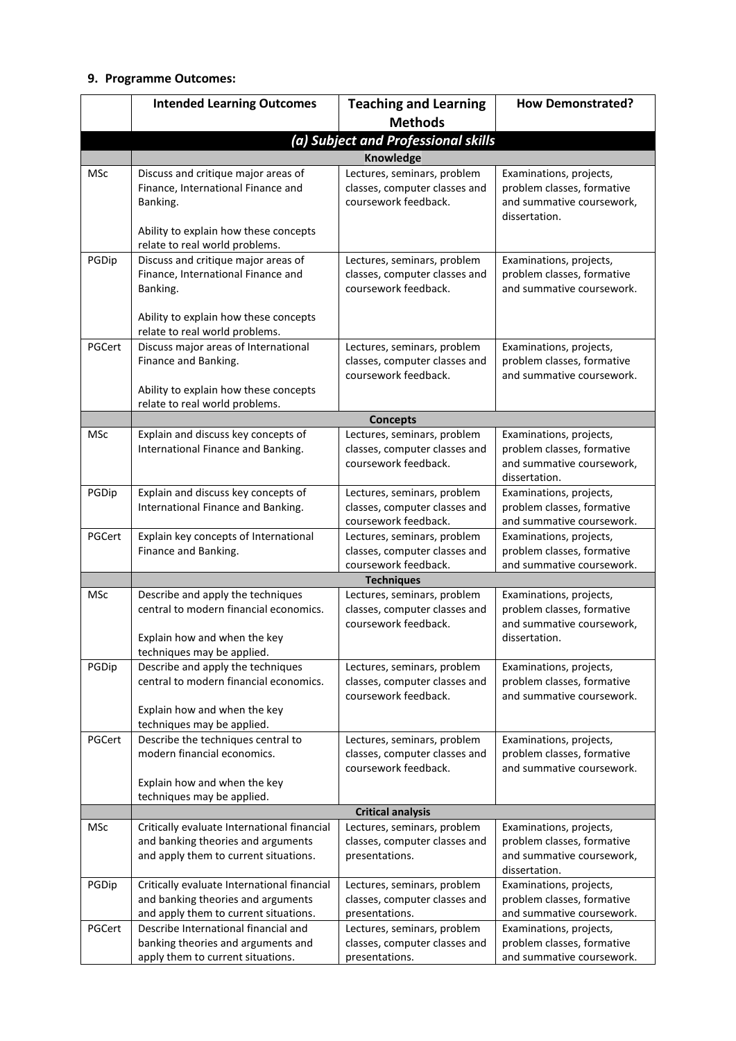## 9. Programme Outcomes:

| | Intended Learning Outcomes | Teaching and Learning Methods | How Demonstrated? |
|---|---|---|---|
| | ***(a) Subject and Professional skills*** | | |
| | **Knowledge** | | |
| MSc | Discuss and critique major areas of Finance, International Finance and Banking.<br><br>Ability to explain how these concepts relate to real world problems. | Lectures, seminars, problem classes, computer classes and coursework feedback. | Examinations, projects, problem classes, formative and summative coursework, dissertation. |
| PGDip | Discuss and critique major areas of Finance, International Finance and Banking.<br><br>Ability to explain how these concepts relate to real world problems. | Lectures, seminars, problem classes, computer classes and coursework feedback. | Examinations, projects, problem classes, formative and summative coursework. |
| PGCert | Discuss major areas of International Finance and Banking.<br><br>Ability to explain how these concepts relate to real world problems. | Lectures, seminars, problem classes, computer classes and coursework feedback. | Examinations, projects, problem classes, formative and summative coursework. |
| | **Concepts** | | |
| MSc | Explain and discuss key concepts of International Finance and Banking. | Lectures, seminars, problem classes, computer classes and coursework feedback. | Examinations, projects, problem classes, formative and summative coursework, dissertation. |
| PGDip | Explain and discuss key concepts of International Finance and Banking. | Lectures, seminars, problem classes, computer classes and coursework feedback. | Examinations, projects, problem classes, formative and summative coursework. |
| PGCert | Explain key concepts of International Finance and Banking. | Lectures, seminars, problem classes, computer classes and coursework feedback. | Examinations, projects, problem classes, formative and summative coursework. |
| | **Techniques** | | |
| MSc | Describe and apply the techniques central to modern financial economics.<br><br>Explain how and when the key techniques may be applied. | Lectures, seminars, problem classes, computer classes and coursework feedback. | Examinations, projects, problem classes, formative and summative coursework, dissertation. |
| PGDip | Describe and apply the techniques central to modern financial economics.<br><br>Explain how and when the key techniques may be applied. | Lectures, seminars, problem classes, computer classes and coursework feedback. | Examinations, projects, problem classes, formative and summative coursework. |
| PGCert | Describe the techniques central to modern financial economics.<br><br>Explain how and when the key techniques may be applied. | Lectures, seminars, problem classes, computer classes and coursework feedback. | Examinations, projects, problem classes, formative and summative coursework. |
| | **Critical analysis** | | |
| MSc | Critically evaluate International financial and banking theories and arguments and apply them to current situations. | Lectures, seminars, problem classes, computer classes and presentations. | Examinations, projects, problem classes, formative and summative coursework, dissertation. |
| PGDip | Critically evaluate International financial and banking theories and arguments and apply them to current situations. | Lectures, seminars, problem classes, computer classes and presentations. | Examinations, projects, problem classes, formative and summative coursework. |
| PGCert | Describe International financial and banking theories and arguments and apply them to current situations. | Lectures, seminars, problem classes, computer classes and presentations. | Examinations, projects, problem classes, formative and summative coursework. |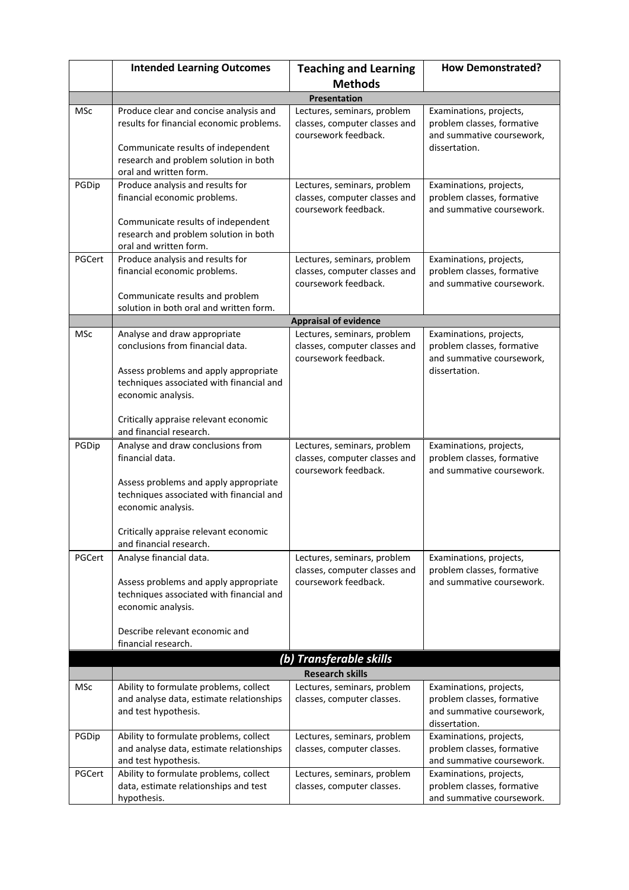| | Intended Learning Outcomes | Teaching and Learning Methods | How Demonstrated? |
|---|---|---|---|
| | **Presentation** | | |
| MSc | Produce clear and concise analysis and results for financial economic problems.<br><br>Communicate results of independent research and problem solution in both oral and written form. | Lectures, seminars, problem classes, computer classes and coursework feedback. | Examinations, projects, problem classes, formative and summative coursework, dissertation. |
| PGDip | Produce analysis and results for financial economic problems.<br><br>Communicate results of independent research and problem solution in both oral and written form. | Lectures, seminars, problem classes, computer classes and coursework feedback. | Examinations, projects, problem classes, formative and summative coursework. |
| PGCert | Produce analysis and results for financial economic problems.<br><br>Communicate results and problem solution in both oral and written form. | Lectures, seminars, problem classes, computer classes and coursework feedback. | Examinations, projects, problem classes, formative and summative coursework. |
| | **Appraisal of evidence** | | |
| MSc | Analyse and draw appropriate conclusions from financial data.<br><br>Assess problems and apply appropriate techniques associated with financial and economic analysis.<br><br>Critically appraise relevant economic and financial research. | Lectures, seminars, problem classes, computer classes and coursework feedback. | Examinations, projects, problem classes, formative and summative coursework, dissertation. |
| PGDip | Analyse and draw conclusions from financial data.<br><br>Assess problems and apply appropriate techniques associated with financial and economic analysis.<br><br>Critically appraise relevant economic and financial research. | Lectures, seminars, problem classes, computer classes and coursework feedback. | Examinations, projects, problem classes, formative and summative coursework. |
| PGCert | Analyse financial data.<br><br>Assess problems and apply appropriate techniques associated with financial and economic analysis.<br><br>Describe relevant economic and financial research. | Lectures, seminars, problem classes, computer classes and coursework feedback. | Examinations, projects, problem classes, formative and summative coursework. |
| | ***(b) Transferable skills*** | | |
| | **Research skills** | | |
| MSc | Ability to formulate problems, collect and analyse data, estimate relationships and test hypothesis. | Lectures, seminars, problem classes, computer classes. | Examinations, projects, problem classes, formative and summative coursework, dissertation. |
| PGDip | Ability to formulate problems, collect and analyse data, estimate relationships and test hypothesis. | Lectures, seminars, problem classes, computer classes. | Examinations, projects, problem classes, formative and summative coursework. |
| PGCert | Ability to formulate problems, collect data, estimate relationships and test hypothesis. | Lectures, seminars, problem classes, computer classes. | Examinations, projects, problem classes, formative and summative coursework. |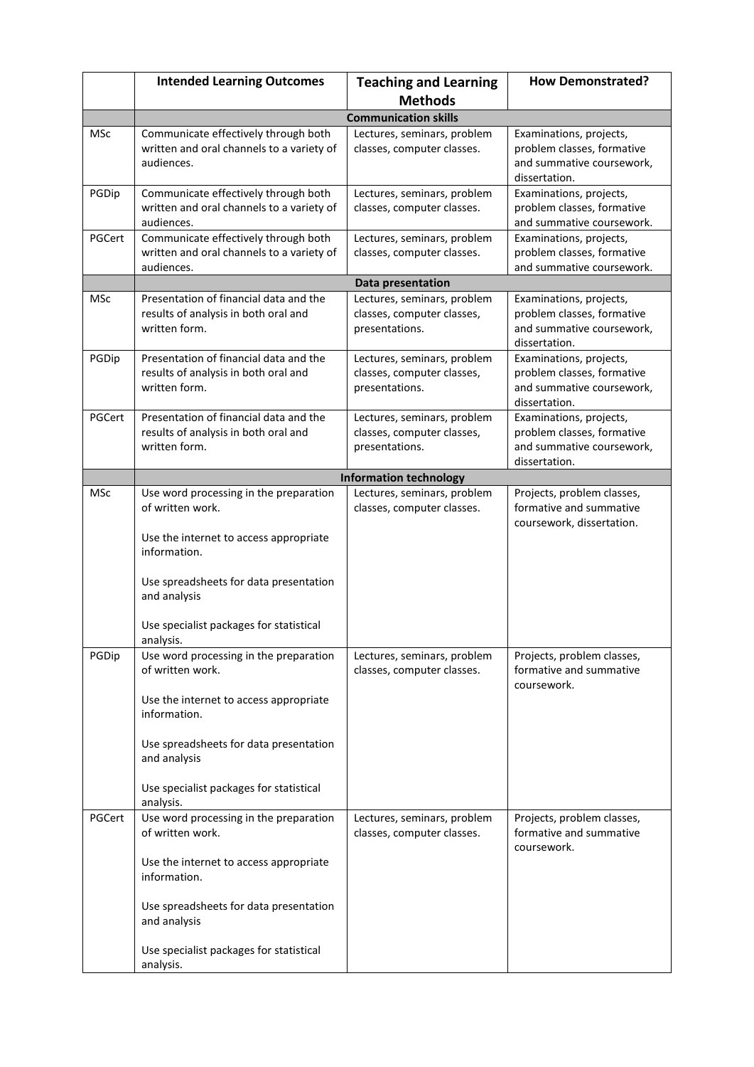| | Intended Learning Outcomes | Teaching and Learning Methods | How Demonstrated? |
|---|---|---|---|
| | **Communication skills** | | |
| MSc | Communicate effectively through both written and oral channels to a variety of audiences. | Lectures, seminars, problem classes, computer classes. | Examinations, projects, problem classes, formative and summative coursework, dissertation. |
| PGDip | Communicate effectively through both written and oral channels to a variety of audiences. | Lectures, seminars, problem classes, computer classes. | Examinations, projects, problem classes, formative and summative coursework. |
| PGCert | Communicate effectively through both written and oral channels to a variety of audiences. | Lectures, seminars, problem classes, computer classes. | Examinations, projects, problem classes, formative and summative coursework. |
| | **Data presentation** | | |
| MSc | Presentation of financial data and the results of analysis in both oral and written form. | Lectures, seminars, problem classes, computer classes, presentations. | Examinations, projects, problem classes, formative and summative coursework, dissertation. |
| PGDip | Presentation of financial data and the results of analysis in both oral and written form. | Lectures, seminars, problem classes, computer classes, presentations. | Examinations, projects, problem classes, formative and summative coursework, dissertation. |
| PGCert | Presentation of financial data and the results of analysis in both oral and written form. | Lectures, seminars, problem classes, computer classes, presentations. | Examinations, projects, problem classes, formative and summative coursework, dissertation. |
| | **Information technology** | | |
| MSc | Use word processing in the preparation of written work.<br><br>Use the internet to access appropriate information.<br><br>Use spreadsheets for data presentation and analysis<br><br>Use specialist packages for statistical analysis. | Lectures, seminars, problem classes, computer classes. | Projects, problem classes, formative and summative coursework, dissertation. |
| PGDip | Use word processing in the preparation of written work.<br><br>Use the internet to access appropriate information.<br><br>Use spreadsheets for data presentation and analysis<br><br>Use specialist packages for statistical analysis. | Lectures, seminars, problem classes, computer classes. | Projects, problem classes, formative and summative coursework. |
| PGCert | Use word processing in the preparation of written work.<br><br>Use the internet to access appropriate information.<br><br>Use spreadsheets for data presentation and analysis<br><br>Use specialist packages for statistical analysis. | Lectures, seminars, problem classes, computer classes. | Projects, problem classes, formative and summative coursework. |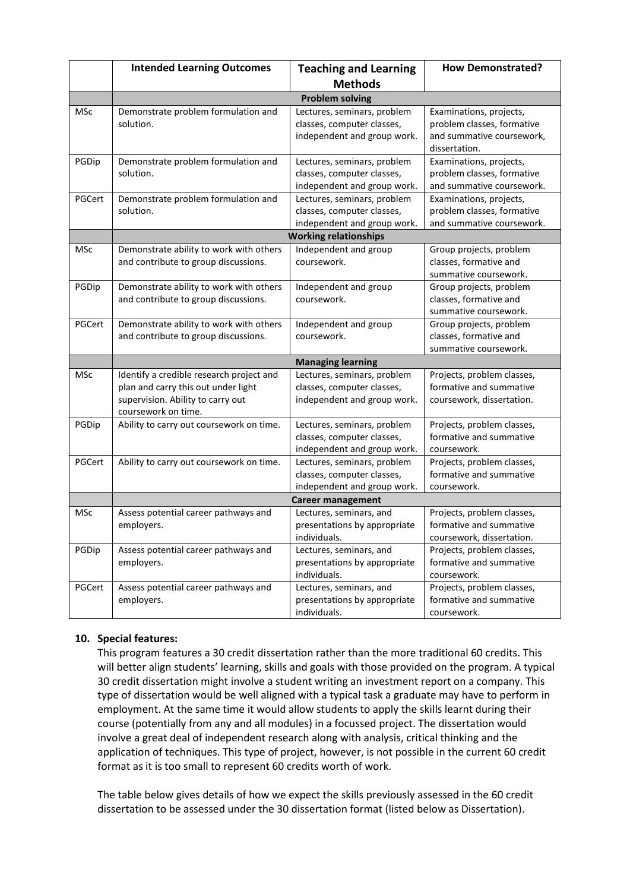| | Intended Learning Outcomes | Teaching and Learning Methods | How Demonstrated? |
|---|---|---|---|
| | **Problem solving** | | |
| MSc | Demonstrate problem formulation and solution. | Lectures, seminars, problem classes, computer classes, independent and group work. | Examinations, projects, problem classes, formative and summative coursework, dissertation. |
| PGDip | Demonstrate problem formulation and solution. | Lectures, seminars, problem classes, computer classes, independent and group work. | Examinations, projects, problem classes, formative and summative coursework. |
| PGCert | Demonstrate problem formulation and solution. | Lectures, seminars, problem classes, computer classes, independent and group work. | Examinations, projects, problem classes, formative and summative coursework. |
| | **Working relationships** | | |
| MSc | Demonstrate ability to work with others and contribute to group discussions. | Independent and group coursework. | Group projects, problem classes, formative and summative coursework. |
| PGDip | Demonstrate ability to work with others and contribute to group discussions. | Independent and group coursework. | Group projects, problem classes, formative and summative coursework. |
| PGCert | Demonstrate ability to work with others and contribute to group discussions. | Independent and group coursework. | Group projects, problem classes, formative and summative coursework. |
| | **Managing learning** | | |
| MSc | Identify a credible research project and plan and carry this out under light supervision. Ability to carry out coursework on time. | Lectures, seminars, problem classes, computer classes, independent and group work. | Projects, problem classes, formative and summative coursework, dissertation. |
| PGDip | Ability to carry out coursework on time. | Lectures, seminars, problem classes, computer classes, independent and group work. | Projects, problem classes, formative and summative coursework. |
| PGCert | Ability to carry out coursework on time. | Lectures, seminars, problem classes, computer classes, independent and group work. | Projects, problem classes, formative and summative coursework. |
| | **Career management** | | |
| MSc | Assess potential career pathways and employers. | Lectures, seminars, and presentations by appropriate individuals. | Projects, problem classes, formative and summative coursework, dissertation. |
| PGDip | Assess potential career pathways and employers. | Lectures, seminars, and presentations by appropriate individuals. | Projects, problem classes, formative and summative coursework. |
| PGCert | Assess potential career pathways and employers. | Lectures, seminars, and presentations by appropriate individuals. | Projects, problem classes, formative and summative coursework. |

## 10. Special features:

This program features a 30 credit dissertation rather than the more traditional 60 credits. This will better align students' learning, skills and goals with those provided on the program. A typical 30 credit dissertation might involve a student writing an investment report on a company. This type of dissertation would be well aligned with a typical task a graduate may have to perform in employment. At the same time it would allow students to apply the skills learnt during their course (potentially from any and all modules) in a focussed project. The dissertation would involve a great deal of independent research along with analysis, critical thinking and the application of techniques. This type of project, however, is not possible in the current 60 credit format as it is too small to represent 60 credits worth of work.

The table below gives details of how we expect the skills previously assessed in the 60 credit dissertation to be assessed under the 30 dissertation format (listed below as Dissertation).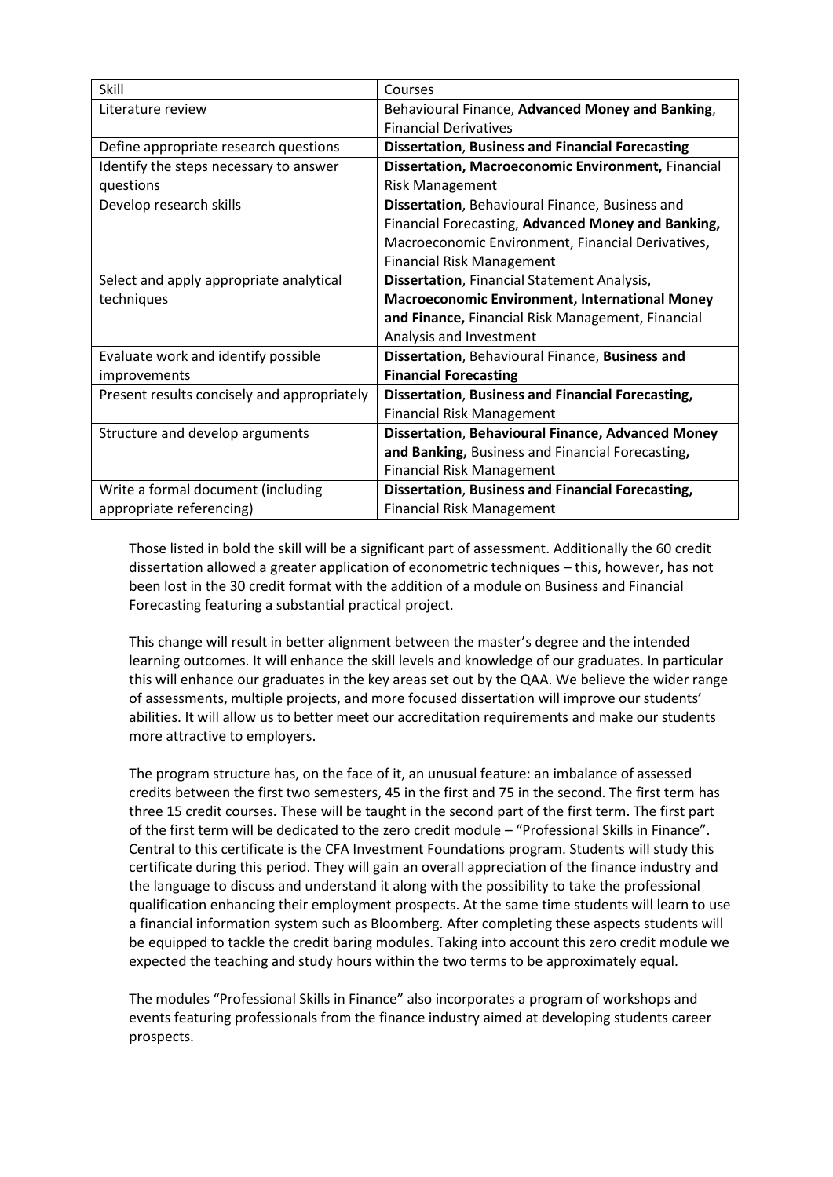| Skill | Courses |
| --- | --- |
| Literature review | Behavioural Finance, **Advanced Money and Banking**, Financial Derivatives |
| Define appropriate research questions | **Dissertation**, **Business and Financial Forecasting** |
| Identify the steps necessary to answer questions | **Dissertation, Macroeconomic Environment,** Financial Risk Management |
| Develop research skills | **Dissertation**, Behavioural Finance, Business and Financial Forecasting, **Advanced Money and Banking,** Macroeconomic Environment, Financial Derivatives**,** Financial Risk Management |
| Select and apply appropriate analytical techniques | **Dissertation**, Financial Statement Analysis, **Macroeconomic Environment, International Money and Finance,** Financial Risk Management, Financial Analysis and Investment |
| Evaluate work and identify possible improvements | **Dissertation**, Behavioural Finance, **Business and Financial Forecasting** |
| Present results concisely and appropriately | **Dissertation**, **Business and Financial Forecasting,** Financial Risk Management |
| Structure and develop arguments | **Dissertation**, **Behavioural Finance, Advanced Money and Banking,** Business and Financial Forecasting**,** Financial Risk Management |
| Write a formal document (including appropriate referencing) | **Dissertation**, **Business and Financial Forecasting,** Financial Risk Management |

Those listed in bold the skill will be a significant part of assessment. Additionally the 60 credit dissertation allowed a greater application of econometric techniques – this, however, has not been lost in the 30 credit format with the addition of a module on Business and Financial Forecasting featuring a substantial practical project.

This change will result in better alignment between the master's degree and the intended learning outcomes. It will enhance the skill levels and knowledge of our graduates. In particular this will enhance our graduates in the key areas set out by the QAA. We believe the wider range of assessments, multiple projects, and more focused dissertation will improve our students' abilities. It will allow us to better meet our accreditation requirements and make our students more attractive to employers.

The program structure has, on the face of it, an unusual feature: an imbalance of assessed credits between the first two semesters, 45 in the first and 75 in the second. The first term has three 15 credit courses. These will be taught in the second part of the first term. The first part of the first term will be dedicated to the zero credit module – "Professional Skills in Finance". Central to this certificate is the CFA Investment Foundations program. Students will study this certificate during this period. They will gain an overall appreciation of the finance industry and the language to discuss and understand it along with the possibility to take the professional qualification enhancing their employment prospects. At the same time students will learn to use a financial information system such as Bloomberg. After completing these aspects students will be equipped to tackle the credit baring modules. Taking into account this zero credit module we expected the teaching and study hours within the two terms to be approximately equal.

The modules "Professional Skills in Finance" also incorporates a program of workshops and events featuring professionals from the finance industry aimed at developing students career prospects.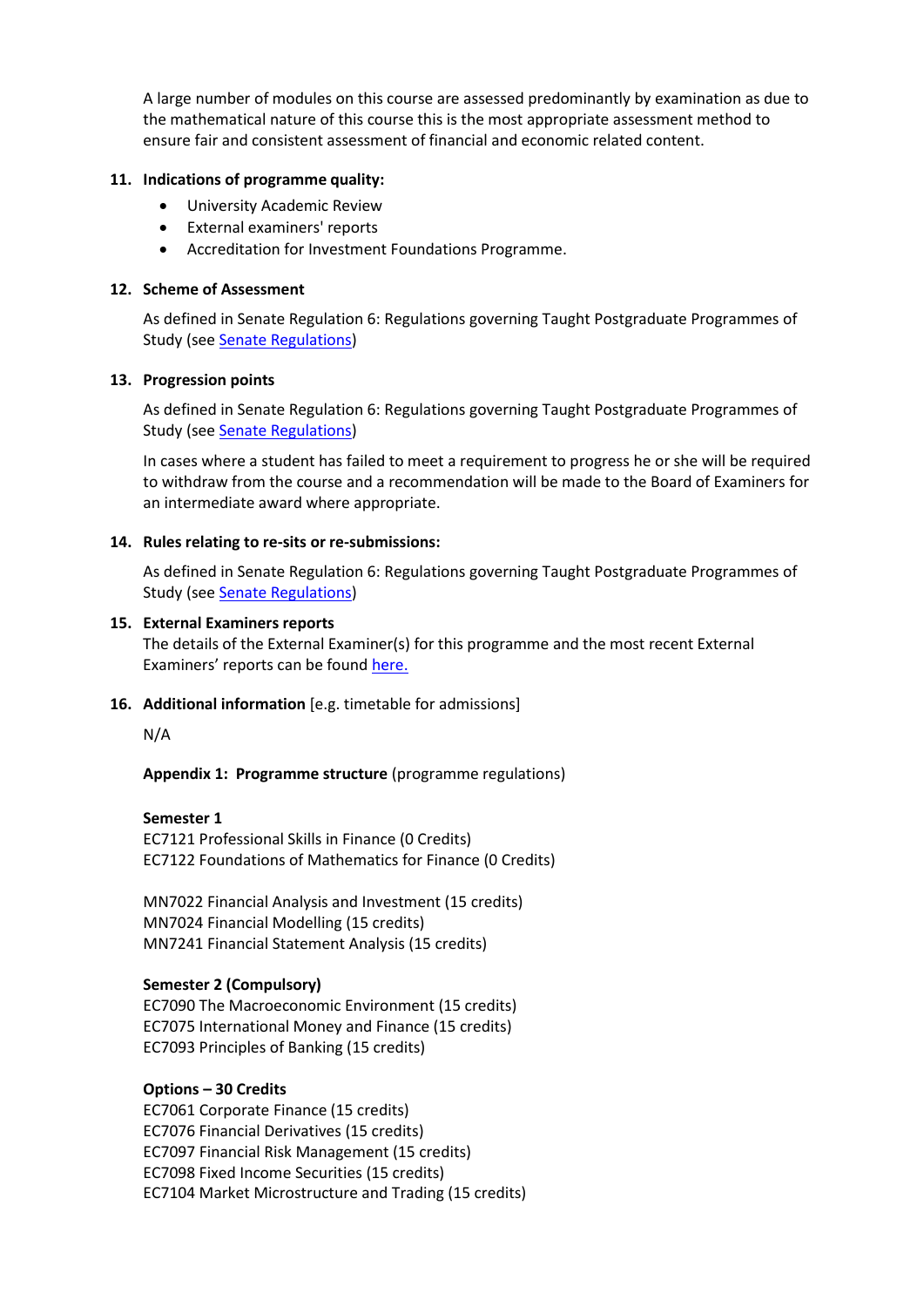A large number of modules on this course are assessed predominantly by examination as due to the mathematical nature of this course this is the most appropriate assessment method to ensure fair and consistent assessment of financial and economic related content.

**11. Indications of programme quality:**

- University Academic Review
- External examiners' reports
- Accreditation for Investment Foundations Programme.

**12. Scheme of Assessment**

As defined in Senate Regulation 6: Regulations governing Taught Postgraduate Programmes of Study (see Senate Regulations)

**13. Progression points**

As defined in Senate Regulation 6: Regulations governing Taught Postgraduate Programmes of Study (see Senate Regulations)

In cases where a student has failed to meet a requirement to progress he or she will be required to withdraw from the course and a recommendation will be made to the Board of Examiners for an intermediate award where appropriate.

**14. Rules relating to re-sits or re-submissions:**

As defined in Senate Regulation 6: Regulations governing Taught Postgraduate Programmes of Study (see Senate Regulations)

**15. External Examiners reports**

The details of the External Examiner(s) for this programme and the most recent External Examiners' reports can be found here.

**16. Additional information** [e.g. timetable for admissions]

N/A

**Appendix 1: Programme structure** (programme regulations)

**Semester 1**

EC7121 Professional Skills in Finance (0 Credits)
EC7122 Foundations of Mathematics for Finance (0 Credits)

MN7022 Financial Analysis and Investment (15 credits)
MN7024 Financial Modelling (15 credits)
MN7241 Financial Statement Analysis (15 credits)

**Semester 2 (Compulsory)**

EC7090 The Macroeconomic Environment (15 credits)
EC7075 International Money and Finance (15 credits)
EC7093 Principles of Banking (15 credits)

**Options – 30 Credits**

EC7061 Corporate Finance (15 credits)
EC7076 Financial Derivatives (15 credits)
EC7097 Financial Risk Management (15 credits)
EC7098 Fixed Income Securities (15 credits)
EC7104 Market Microstructure and Trading (15 credits)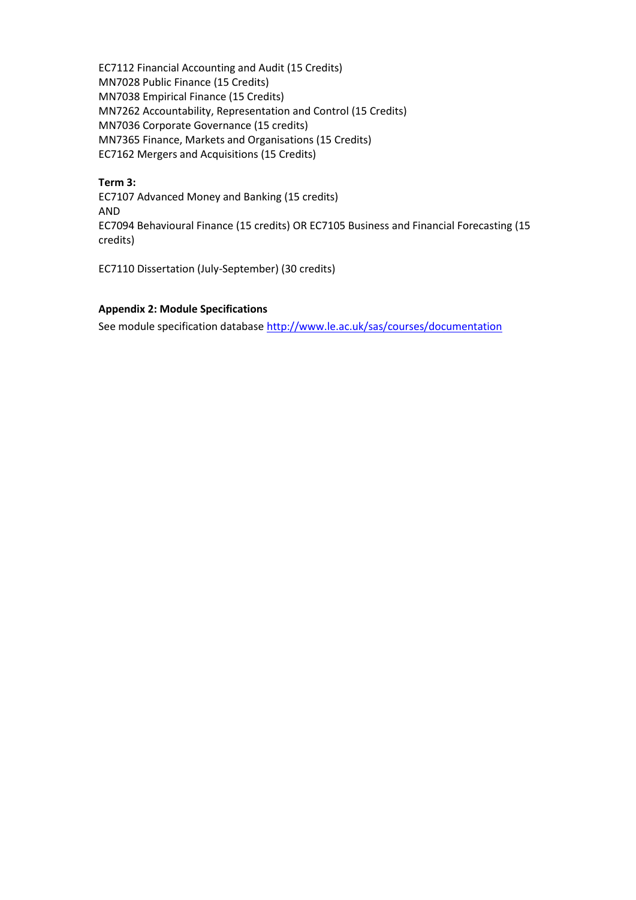EC7112 Financial Accounting and Audit (15 Credits)
MN7028 Public Finance (15 Credits)
MN7038 Empirical Finance (15 Credits)
MN7262 Accountability, Representation and Control (15 Credits)
MN7036 Corporate Governance (15 credits)
MN7365 Finance, Markets and Organisations (15 Credits)
EC7162 Mergers and Acquisitions (15 Credits)

**Term 3:**
EC7107 Advanced Money and Banking (15 credits)
AND
EC7094 Behavioural Finance (15 credits) OR EC7105 Business and Financial Forecasting (15 credits)

EC7110 Dissertation (July-September) (30 credits)

**Appendix 2: Module Specifications**

See module specification database [http://www.le.ac.uk/sas/courses/documentation](http://www.le.ac.uk/sas/courses/documentation)